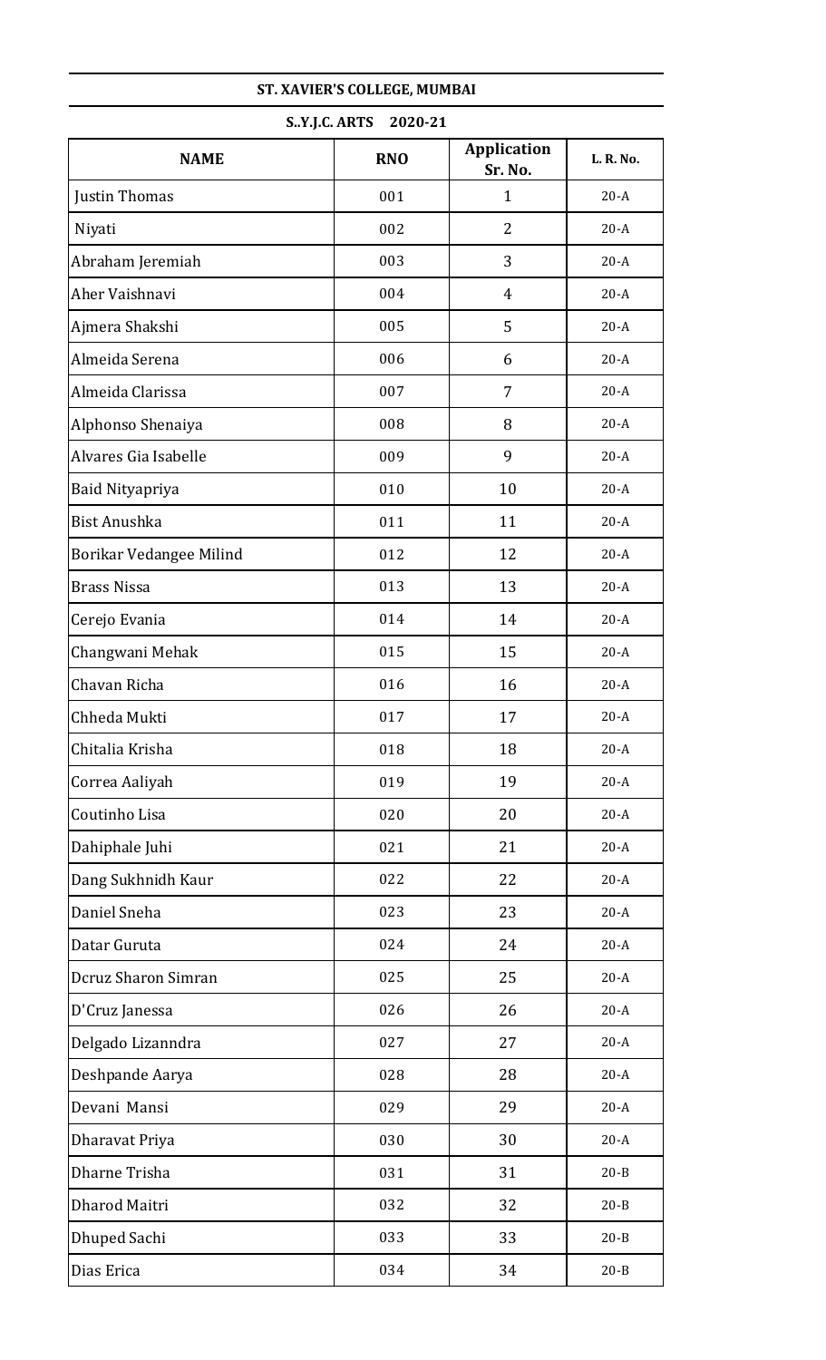**ST. XAVIER'S COLLEGE, MUMBAI**

**S..Y.J.C. ARTS 2020-21**

| NAME | RNO | Application Sr. No. | L. R. No. |
|---|---|---|---|
| Justin Thomas | 001 | 1 | 20-A |
| Niyati | 002 | 2 | 20-A |
| Abraham Jeremiah | 003 | 3 | 20-A |
| Aher Vaishnavi | 004 | 4 | 20-A |
| Ajmera Shakshi | 005 | 5 | 20-A |
| Almeida Serena | 006 | 6 | 20-A |
| Almeida Clarissa | 007 | 7 | 20-A |
| Alphonso Shenaiya | 008 | 8 | 20-A |
| Alvares Gia Isabelle | 009 | 9 | 20-A |
| Baid Nityapriya | 010 | 10 | 20-A |
| Bist Anushka | 011 | 11 | 20-A |
| Borikar Vedangee Milind | 012 | 12 | 20-A |
| Brass Nissa | 013 | 13 | 20-A |
| Cerejo Evania | 014 | 14 | 20-A |
| Changwani Mehak | 015 | 15 | 20-A |
| Chavan Richa | 016 | 16 | 20-A |
| Chheda Mukti | 017 | 17 | 20-A |
| Chitalia Krisha | 018 | 18 | 20-A |
| Correa Aaliyah | 019 | 19 | 20-A |
| Coutinho Lisa | 020 | 20 | 20-A |
| Dahiphale Juhi | 021 | 21 | 20-A |
| Dang Sukhnidh Kaur | 022 | 22 | 20-A |
| Daniel Sneha | 023 | 23 | 20-A |
| Datar Guruta | 024 | 24 | 20-A |
| Dcruz Sharon Simran | 025 | 25 | 20-A |
| D'Cruz Janessa | 026 | 26 | 20-A |
| Delgado Lizanndra | 027 | 27 | 20-A |
| Deshpande Aarya | 028 | 28 | 20-A |
| Devani Mansi | 029 | 29 | 20-A |
| Dharavat Priya | 030 | 30 | 20-A |
| Dharne Trisha | 031 | 31 | 20-B |
| Dharod Maitri | 032 | 32 | 20-B |
| Dhuped Sachi | 033 | 33 | 20-B |
| Dias Erica | 034 | 34 | 20-B |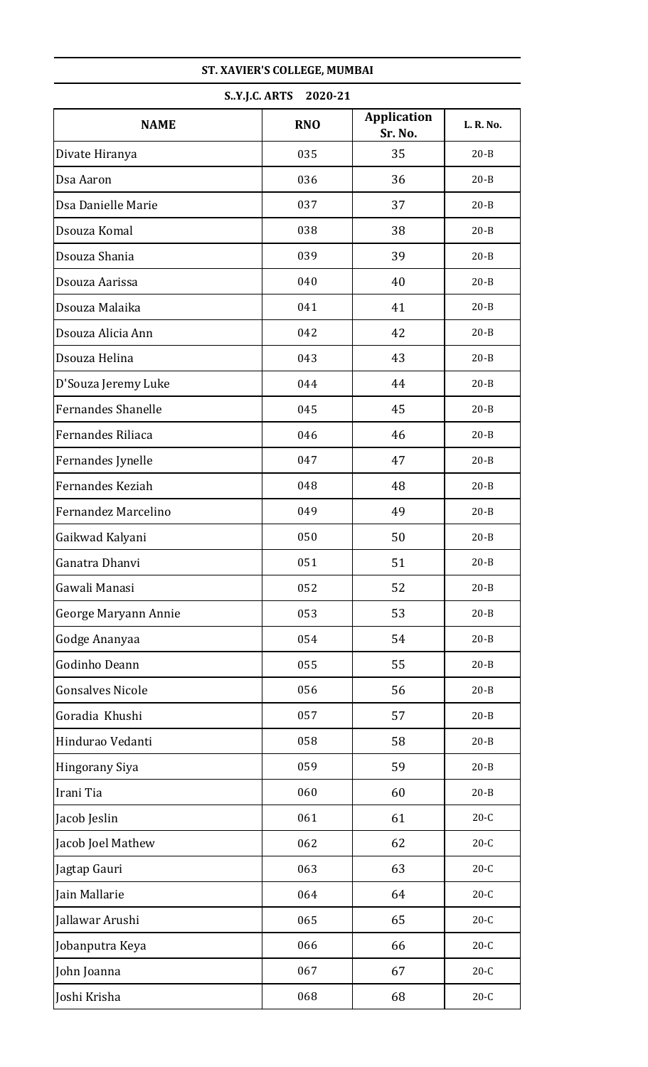**ST. XAVIER'S COLLEGE, MUMBAI**

**S..Y.J.C. ARTS 2020-21**

| NAME | RNO | Application Sr. No. | L. R. No. |
|---|---|---|---|
| Divate Hiranya | 035 | 35 | 20-B |
| Dsa Aaron | 036 | 36 | 20-B |
| Dsa Danielle Marie | 037 | 37 | 20-B |
| Dsouza Komal | 038 | 38 | 20-B |
| Dsouza Shania | 039 | 39 | 20-B |
| Dsouza Aarissa | 040 | 40 | 20-B |
| Dsouza Malaika | 041 | 41 | 20-B |
| Dsouza Alicia Ann | 042 | 42 | 20-B |
| Dsouza Helina | 043 | 43 | 20-B |
| D'Souza Jeremy Luke | 044 | 44 | 20-B |
| Fernandes Shanelle | 045 | 45 | 20-B |
| Fernandes Riliaca | 046 | 46 | 20-B |
| Fernandes Jynelle | 047 | 47 | 20-B |
| Fernandes Keziah | 048 | 48 | 20-B |
| Fernandez Marcelino | 049 | 49 | 20-B |
| Gaikwad Kalyani | 050 | 50 | 20-B |
| Ganatra Dhanvi | 051 | 51 | 20-B |
| Gawali Manasi | 052 | 52 | 20-B |
| George Maryann Annie | 053 | 53 | 20-B |
| Godge Ananyaa | 054 | 54 | 20-B |
| Godinho Deann | 055 | 55 | 20-B |
| Gonsalves Nicole | 056 | 56 | 20-B |
| Goradia Khushi | 057 | 57 | 20-B |
| Hindurao Vedanti | 058 | 58 | 20-B |
| Hingorany Siya | 059 | 59 | 20-B |
| Irani Tia | 060 | 60 | 20-B |
| Jacob Jeslin | 061 | 61 | 20-C |
| Jacob Joel Mathew | 062 | 62 | 20-C |
| Jagtap Gauri | 063 | 63 | 20-C |
| Jain Mallarie | 064 | 64 | 20-C |
| Jallawar Arushi | 065 | 65 | 20-C |
| Jobanputra Keya | 066 | 66 | 20-C |
| John Joanna | 067 | 67 | 20-C |
| Joshi Krisha | 068 | 68 | 20-C |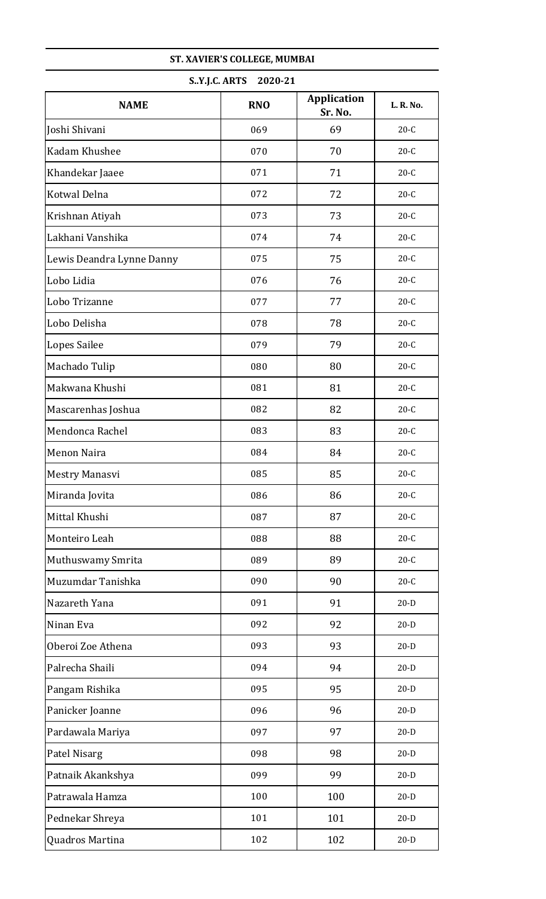**ST. XAVIER'S COLLEGE, MUMBAI**

**S..Y.J.C. ARTS 2020-21**

| NAME | RNO | Application Sr. No. | L. R. No. |
|---|---|---|---|
| Joshi Shivani | 069 | 69 | 20-C |
| Kadam Khushee | 070 | 70 | 20-C |
| Khandekar Jaaee | 071 | 71 | 20-C |
| Kotwal Delna | 072 | 72 | 20-C |
| Krishnan Atiyah | 073 | 73 | 20-C |
| Lakhani Vanshika | 074 | 74 | 20-C |
| Lewis Deandra Lynne Danny | 075 | 75 | 20-C |
| Lobo Lidia | 076 | 76 | 20-C |
| Lobo Trizanne | 077 | 77 | 20-C |
| Lobo Delisha | 078 | 78 | 20-C |
| Lopes Sailee | 079 | 79 | 20-C |
| Machado Tulip | 080 | 80 | 20-C |
| Makwana Khushi | 081 | 81 | 20-C |
| Mascarenhas Joshua | 082 | 82 | 20-C |
| Mendonca Rachel | 083 | 83 | 20-C |
| Menon Naira | 084 | 84 | 20-C |
| Mestry Manasvi | 085 | 85 | 20-C |
| Miranda Jovita | 086 | 86 | 20-C |
| Mittal Khushi | 087 | 87 | 20-C |
| Monteiro Leah | 088 | 88 | 20-C |
| Muthuswamy Smrita | 089 | 89 | 20-C |
| Muzumdar Tanishka | 090 | 90 | 20-C |
| Nazareth Yana | 091 | 91 | 20-D |
| Ninan Eva | 092 | 92 | 20-D |
| Oberoi Zoe Athena | 093 | 93 | 20-D |
| Palrecha Shaili | 094 | 94 | 20-D |
| Pangam Rishika | 095 | 95 | 20-D |
| Panicker Joanne | 096 | 96 | 20-D |
| Pardawala Mariya | 097 | 97 | 20-D |
| Patel Nisarg | 098 | 98 | 20-D |
| Patnaik Akankshya | 099 | 99 | 20-D |
| Patrawala Hamza | 100 | 100 | 20-D |
| Pednekar Shreya | 101 | 101 | 20-D |
| Quadros Martina | 102 | 102 | 20-D |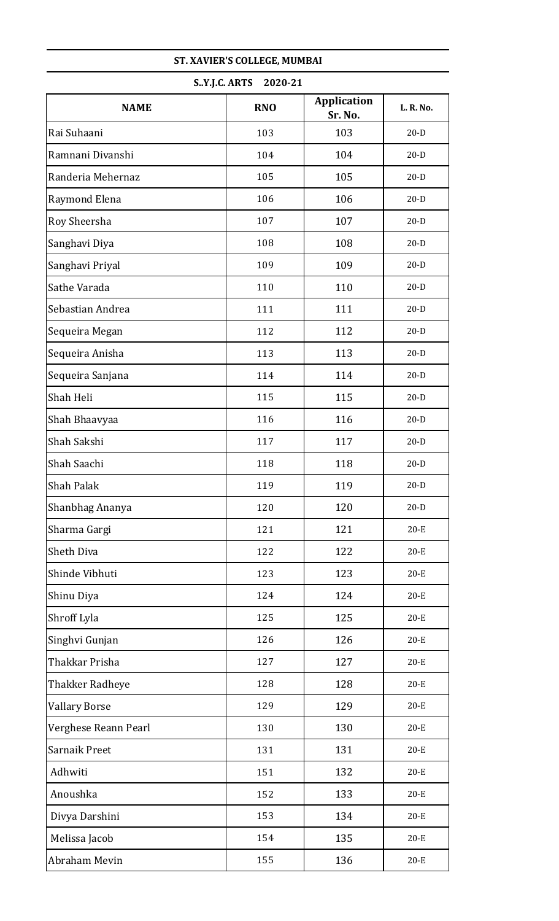**ST. XAVIER'S COLLEGE, MUMBAI**

**S..Y.J.C. ARTS 2020-21**

| NAME | RNO | Application Sr. No. | L. R. No. |
|---|---|---|---|
| Rai Suhaani | 103 | 103 | 20-D |
| Ramnani Divanshi | 104 | 104 | 20-D |
| Randeria Mehernaz | 105 | 105 | 20-D |
| Raymond Elena | 106 | 106 | 20-D |
| Roy Sheersha | 107 | 107 | 20-D |
| Sanghavi Diya | 108 | 108 | 20-D |
| Sanghavi Priyal | 109 | 109 | 20-D |
| Sathe Varada | 110 | 110 | 20-D |
| Sebastian Andrea | 111 | 111 | 20-D |
| Sequeira Megan | 112 | 112 | 20-D |
| Sequeira Anisha | 113 | 113 | 20-D |
| Sequeira Sanjana | 114 | 114 | 20-D |
| Shah Heli | 115 | 115 | 20-D |
| Shah Bhaavyaa | 116 | 116 | 20-D |
| Shah Sakshi | 117 | 117 | 20-D |
| Shah Saachi | 118 | 118 | 20-D |
| Shah Palak | 119 | 119 | 20-D |
| Shanbhag Ananya | 120 | 120 | 20-D |
| Sharma Gargi | 121 | 121 | 20-E |
| Sheth Diva | 122 | 122 | 20-E |
| Shinde Vibhuti | 123 | 123 | 20-E |
| Shinu Diya | 124 | 124 | 20-E |
| Shroff Lyla | 125 | 125 | 20-E |
| Singhvi Gunjan | 126 | 126 | 20-E |
| Thakkar Prisha | 127 | 127 | 20-E |
| Thakker Radheye | 128 | 128 | 20-E |
| Vallary Borse | 129 | 129 | 20-E |
| Verghese Reann Pearl | 130 | 130 | 20-E |
| Sarnaik Preet | 131 | 131 | 20-E |
| Adhwiti | 151 | 132 | 20-E |
| Anoushka | 152 | 133 | 20-E |
| Divya Darshini | 153 | 134 | 20-E |
| Melissa Jacob | 154 | 135 | 20-E |
| Abraham Mevin | 155 | 136 | 20-E |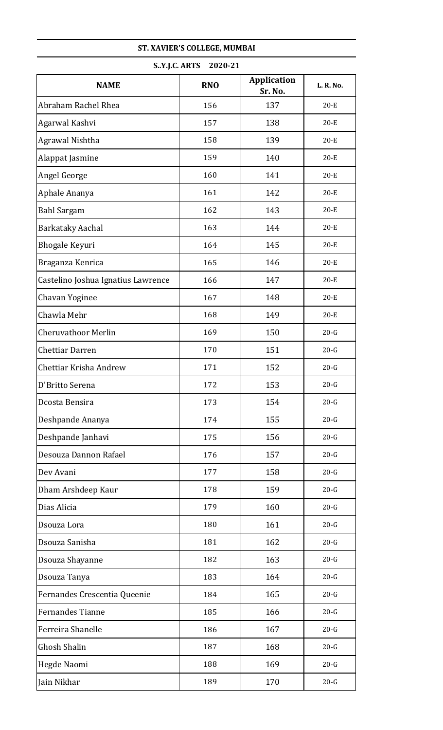**ST. XAVIER'S COLLEGE, MUMBAI**

**S..Y.J.C. ARTS 2020-21**

| NAME | RNO | Application Sr. No. | L. R. No. |
|---|---|---|---|
| Abraham Rachel Rhea | 156 | 137 | 20-E |
| Agarwal Kashvi | 157 | 138 | 20-E |
| Agrawal Nishtha | 158 | 139 | 20-E |
| Alappat Jasmine | 159 | 140 | 20-E |
| Angel George | 160 | 141 | 20-E |
| Aphale Ananya | 161 | 142 | 20-E |
| Bahl Sargam | 162 | 143 | 20-E |
| Barkataky Aachal | 163 | 144 | 20-E |
| Bhogale Keyuri | 164 | 145 | 20-E |
| Braganza Kenrica | 165 | 146 | 20-E |
| Castelino Joshua Ignatius Lawrence | 166 | 147 | 20-E |
| Chavan Yoginee | 167 | 148 | 20-E |
| Chawla Mehr | 168 | 149 | 20-E |
| Cheruvathoor Merlin | 169 | 150 | 20-G |
| Chettiar Darren | 170 | 151 | 20-G |
| Chettiar Krisha Andrew | 171 | 152 | 20-G |
| D'Britto Serena | 172 | 153 | 20-G |
| Dcosta Bensira | 173 | 154 | 20-G |
| Deshpande Ananya | 174 | 155 | 20-G |
| Deshpande Janhavi | 175 | 156 | 20-G |
| Desouza Dannon Rafael | 176 | 157 | 20-G |
| Dev Avani | 177 | 158 | 20-G |
| Dham Arshdeep Kaur | 178 | 159 | 20-G |
| Dias Alicia | 179 | 160 | 20-G |
| Dsouza Lora | 180 | 161 | 20-G |
| Dsouza Sanisha | 181 | 162 | 20-G |
| Dsouza Shayanne | 182 | 163 | 20-G |
| Dsouza Tanya | 183 | 164 | 20-G |
| Fernandes Crescentia Queenie | 184 | 165 | 20-G |
| Fernandes Tianne | 185 | 166 | 20-G |
| Ferreira Shanelle | 186 | 167 | 20-G |
| Ghosh Shalin | 187 | 168 | 20-G |
| Hegde Naomi | 188 | 169 | 20-G |
| Jain Nikhar | 189 | 170 | 20-G |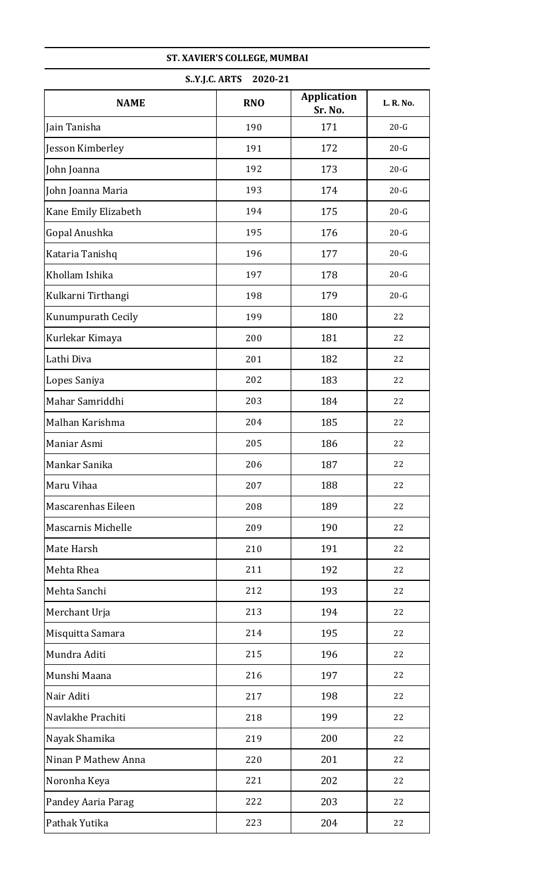**ST. XAVIER'S COLLEGE, MUMBAI**

**S..Y.J.C. ARTS 2020-21**

| NAME | RNO | Application Sr. No. | L. R. No. |
|---|---|---|---|
| Jain Tanisha | 190 | 171 | 20-G |
| Jesson Kimberley | 191 | 172 | 20-G |
| John Joanna | 192 | 173 | 20-G |
| John Joanna Maria | 193 | 174 | 20-G |
| Kane Emily Elizabeth | 194 | 175 | 20-G |
| Gopal Anushka | 195 | 176 | 20-G |
| Kataria Tanishq | 196 | 177 | 20-G |
| Khollam Ishika | 197 | 178 | 20-G |
| Kulkarni Tirthangi | 198 | 179 | 20-G |
| Kunumpurath Cecily | 199 | 180 | 22 |
| Kurlekar Kimaya | 200 | 181 | 22 |
| Lathi Diva | 201 | 182 | 22 |
| Lopes Saniya | 202 | 183 | 22 |
| Mahar Samriddhi | 203 | 184 | 22 |
| Malhan Karishma | 204 | 185 | 22 |
| Maniar Asmi | 205 | 186 | 22 |
| Mankar Sanika | 206 | 187 | 22 |
| Maru Vihaa | 207 | 188 | 22 |
| Mascarenhas Eileen | 208 | 189 | 22 |
| Mascarnis Michelle | 209 | 190 | 22 |
| Mate Harsh | 210 | 191 | 22 |
| Mehta Rhea | 211 | 192 | 22 |
| Mehta Sanchi | 212 | 193 | 22 |
| Merchant Urja | 213 | 194 | 22 |
| Misquitta Samara | 214 | 195 | 22 |
| Mundra Aditi | 215 | 196 | 22 |
| Munshi Maana | 216 | 197 | 22 |
| Nair Aditi | 217 | 198 | 22 |
| Navlakhe Prachiti | 218 | 199 | 22 |
| Nayak Shamika | 219 | 200 | 22 |
| Ninan P Mathew Anna | 220 | 201 | 22 |
| Noronha Keya | 221 | 202 | 22 |
| Pandey Aaria Parag | 222 | 203 | 22 |
| Pathak Yutika | 223 | 204 | 22 |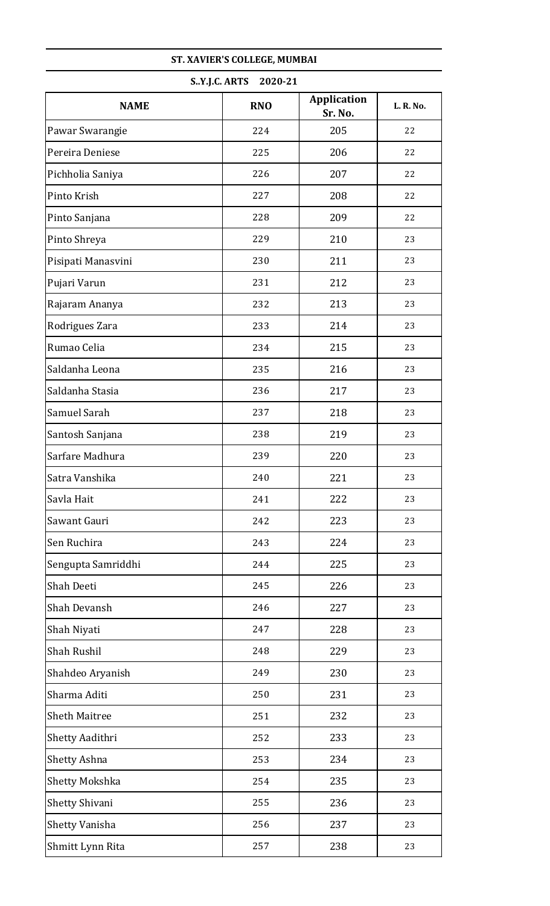**ST. XAVIER'S COLLEGE, MUMBAI**

**S..Y.J.C. ARTS 2020-21**

| NAME | RNO | Application Sr. No. | L. R. No. |
|---|---|---|---|
| Pawar Swarangie | 224 | 205 | 22 |
| Pereira Deniese | 225 | 206 | 22 |
| Pichholia Saniya | 226 | 207 | 22 |
| Pinto Krish | 227 | 208 | 22 |
| Pinto Sanjana | 228 | 209 | 22 |
| Pinto Shreya | 229 | 210 | 23 |
| Pisipati Manasvini | 230 | 211 | 23 |
| Pujari Varun | 231 | 212 | 23 |
| Rajaram Ananya | 232 | 213 | 23 |
| Rodrigues Zara | 233 | 214 | 23 |
| Rumao Celia | 234 | 215 | 23 |
| Saldanha Leona | 235 | 216 | 23 |
| Saldanha Stasia | 236 | 217 | 23 |
| Samuel Sarah | 237 | 218 | 23 |
| Santosh Sanjana | 238 | 219 | 23 |
| Sarfare Madhura | 239 | 220 | 23 |
| Satra Vanshika | 240 | 221 | 23 |
| Savla Hait | 241 | 222 | 23 |
| Sawant Gauri | 242 | 223 | 23 |
| Sen Ruchira | 243 | 224 | 23 |
| Sengupta Samriddhi | 244 | 225 | 23 |
| Shah Deeti | 245 | 226 | 23 |
| Shah Devansh | 246 | 227 | 23 |
| Shah Niyati | 247 | 228 | 23 |
| Shah Rushil | 248 | 229 | 23 |
| Shahdeo Aryanish | 249 | 230 | 23 |
| Sharma Aditi | 250 | 231 | 23 |
| Sheth Maitree | 251 | 232 | 23 |
| Shetty Aadithri | 252 | 233 | 23 |
| Shetty Ashna | 253 | 234 | 23 |
| Shetty Mokshka | 254 | 235 | 23 |
| Shetty Shivani | 255 | 236 | 23 |
| Shetty Vanisha | 256 | 237 | 23 |
| Shmitt Lynn Rita | 257 | 238 | 23 |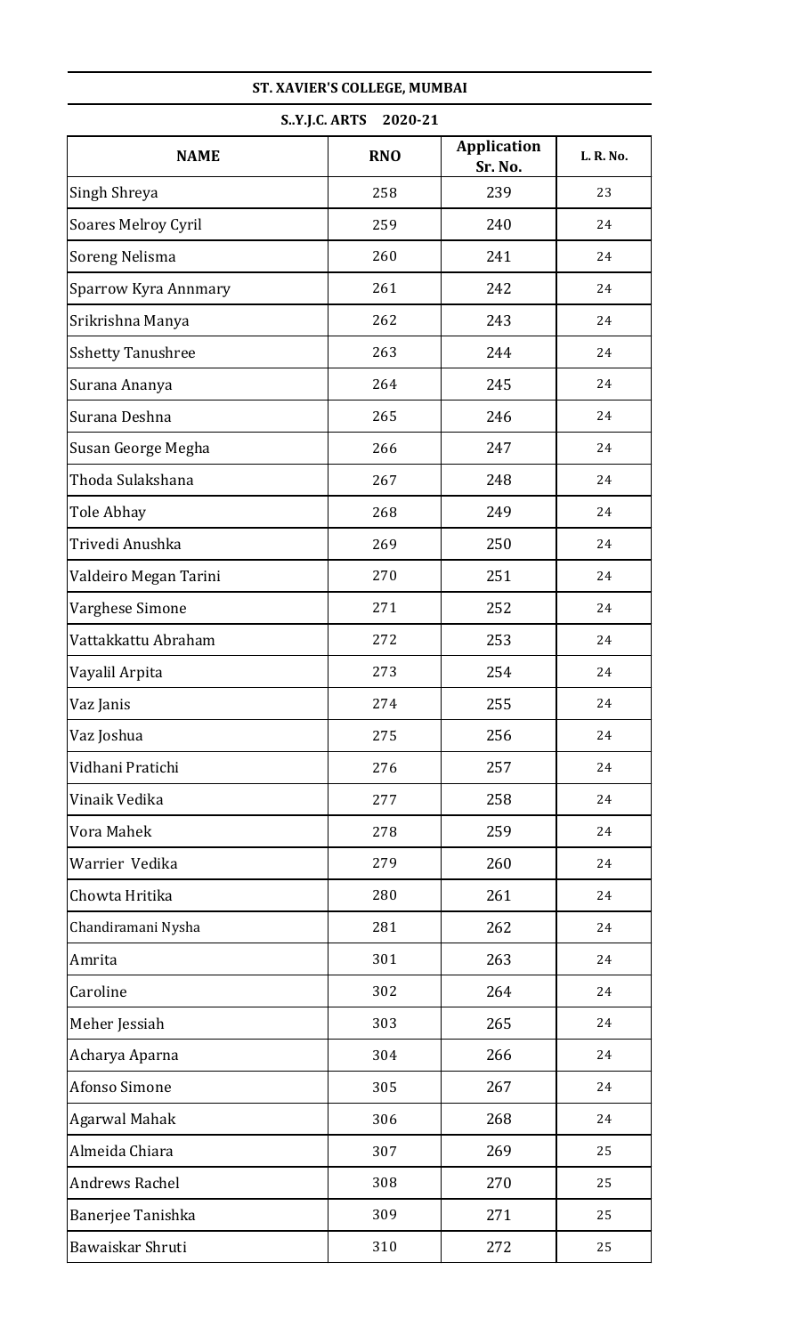**ST. XAVIER'S COLLEGE, MUMBAI**

**S..Y.J.C. ARTS 2020-21**

| NAME | RNO | Application Sr. No. | L. R. No. |
|---|---|---|---|
| Singh Shreya | 258 | 239 | 23 |
| Soares Melroy Cyril | 259 | 240 | 24 |
| Soreng Nelisma | 260 | 241 | 24 |
| Sparrow Kyra Annmary | 261 | 242 | 24 |
| Srikrishna Manya | 262 | 243 | 24 |
| Sshetty Tanushree | 263 | 244 | 24 |
| Surana Ananya | 264 | 245 | 24 |
| Surana Deshna | 265 | 246 | 24 |
| Susan George Megha | 266 | 247 | 24 |
| Thoda Sulakshana | 267 | 248 | 24 |
| Tole Abhay | 268 | 249 | 24 |
| Trivedi Anushka | 269 | 250 | 24 |
| Valdeiro Megan Tarini | 270 | 251 | 24 |
| Varghese Simone | 271 | 252 | 24 |
| Vattakkattu Abraham | 272 | 253 | 24 |
| Vayalil Arpita | 273 | 254 | 24 |
| Vaz Janis | 274 | 255 | 24 |
| Vaz Joshua | 275 | 256 | 24 |
| Vidhani Pratichi | 276 | 257 | 24 |
| Vinaik Vedika | 277 | 258 | 24 |
| Vora Mahek | 278 | 259 | 24 |
| Warrier Vedika | 279 | 260 | 24 |
| Chowta Hritika | 280 | 261 | 24 |
| Chandiramani Nysha | 281 | 262 | 24 |
| Amrita | 301 | 263 | 24 |
| Caroline | 302 | 264 | 24 |
| Meher Jessiah | 303 | 265 | 24 |
| Acharya Aparna | 304 | 266 | 24 |
| Afonso Simone | 305 | 267 | 24 |
| Agarwal Mahak | 306 | 268 | 24 |
| Almeida Chiara | 307 | 269 | 25 |
| Andrews Rachel | 308 | 270 | 25 |
| Banerjee Tanishka | 309 | 271 | 25 |
| Bawaiskar Shruti | 310 | 272 | 25 |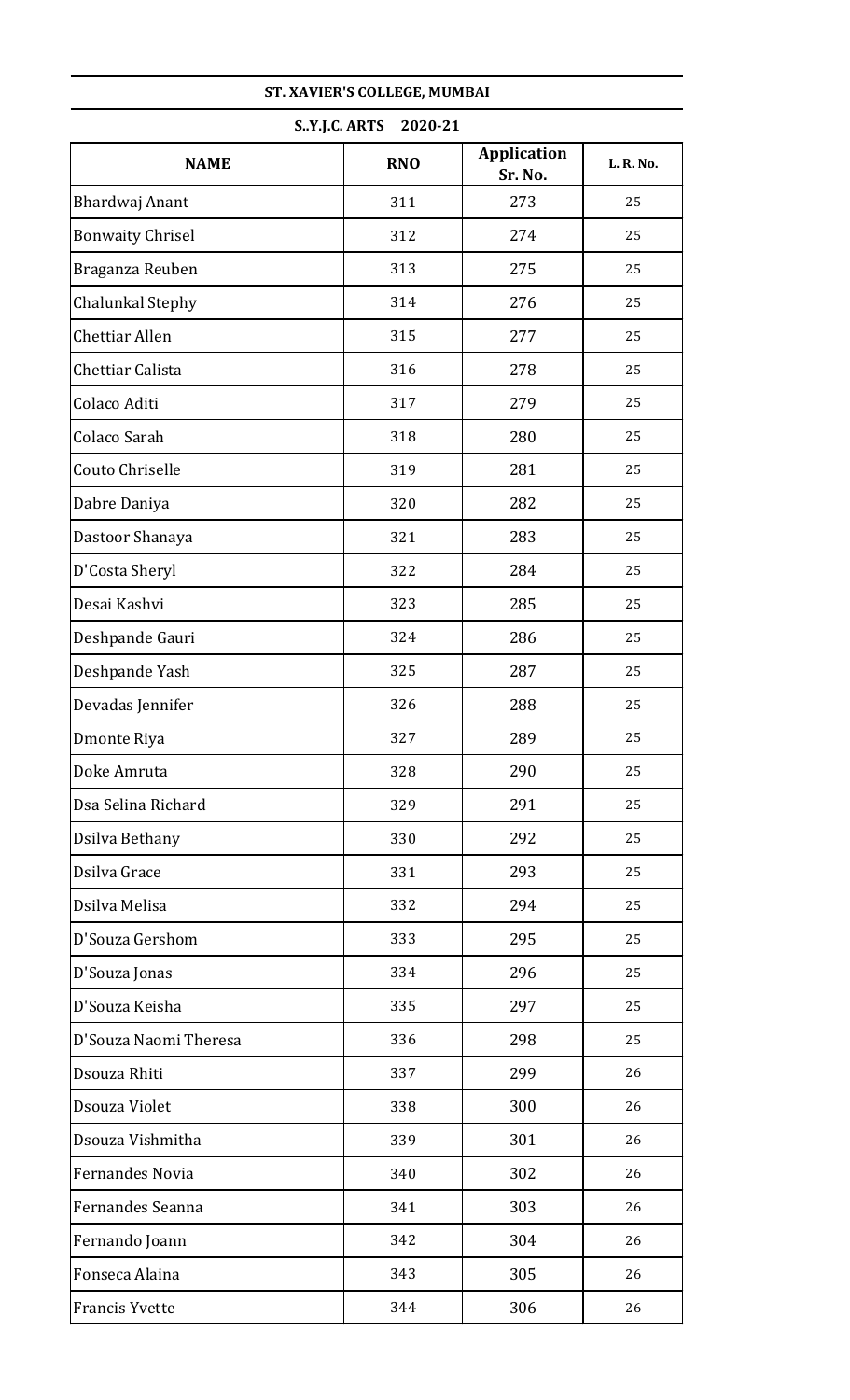**ST. XAVIER'S COLLEGE, MUMBAI**

**S..Y.J.C. ARTS 2020-21**

| NAME | RNO | Application Sr. No. | L. R. No. |
|---|---|---|---|
| Bhardwaj Anant | 311 | 273 | 25 |
| Bonwaity Chrisel | 312 | 274 | 25 |
| Braganza Reuben | 313 | 275 | 25 |
| Chalunkal Stephy | 314 | 276 | 25 |
| Chettiar Allen | 315 | 277 | 25 |
| Chettiar Calista | 316 | 278 | 25 |
| Colaco Aditi | 317 | 279 | 25 |
| Colaco Sarah | 318 | 280 | 25 |
| Couto Chriselle | 319 | 281 | 25 |
| Dabre Daniya | 320 | 282 | 25 |
| Dastoor Shanaya | 321 | 283 | 25 |
| D'Costa Sheryl | 322 | 284 | 25 |
| Desai Kashvi | 323 | 285 | 25 |
| Deshpande Gauri | 324 | 286 | 25 |
| Deshpande Yash | 325 | 287 | 25 |
| Devadas Jennifer | 326 | 288 | 25 |
| Dmonte Riya | 327 | 289 | 25 |
| Doke Amruta | 328 | 290 | 25 |
| Dsa Selina Richard | 329 | 291 | 25 |
| Dsilva Bethany | 330 | 292 | 25 |
| Dsilva Grace | 331 | 293 | 25 |
| Dsilva Melisa | 332 | 294 | 25 |
| D'Souza Gershom | 333 | 295 | 25 |
| D'Souza Jonas | 334 | 296 | 25 |
| D'Souza Keisha | 335 | 297 | 25 |
| D'Souza Naomi Theresa | 336 | 298 | 25 |
| Dsouza Rhiti | 337 | 299 | 26 |
| Dsouza Violet | 338 | 300 | 26 |
| Dsouza Vishmitha | 339 | 301 | 26 |
| Fernandes Novia | 340 | 302 | 26 |
| Fernandes Seanna | 341 | 303 | 26 |
| Fernando Joann | 342 | 304 | 26 |
| Fonseca Alaina | 343 | 305 | 26 |
| Francis Yvette | 344 | 306 | 26 |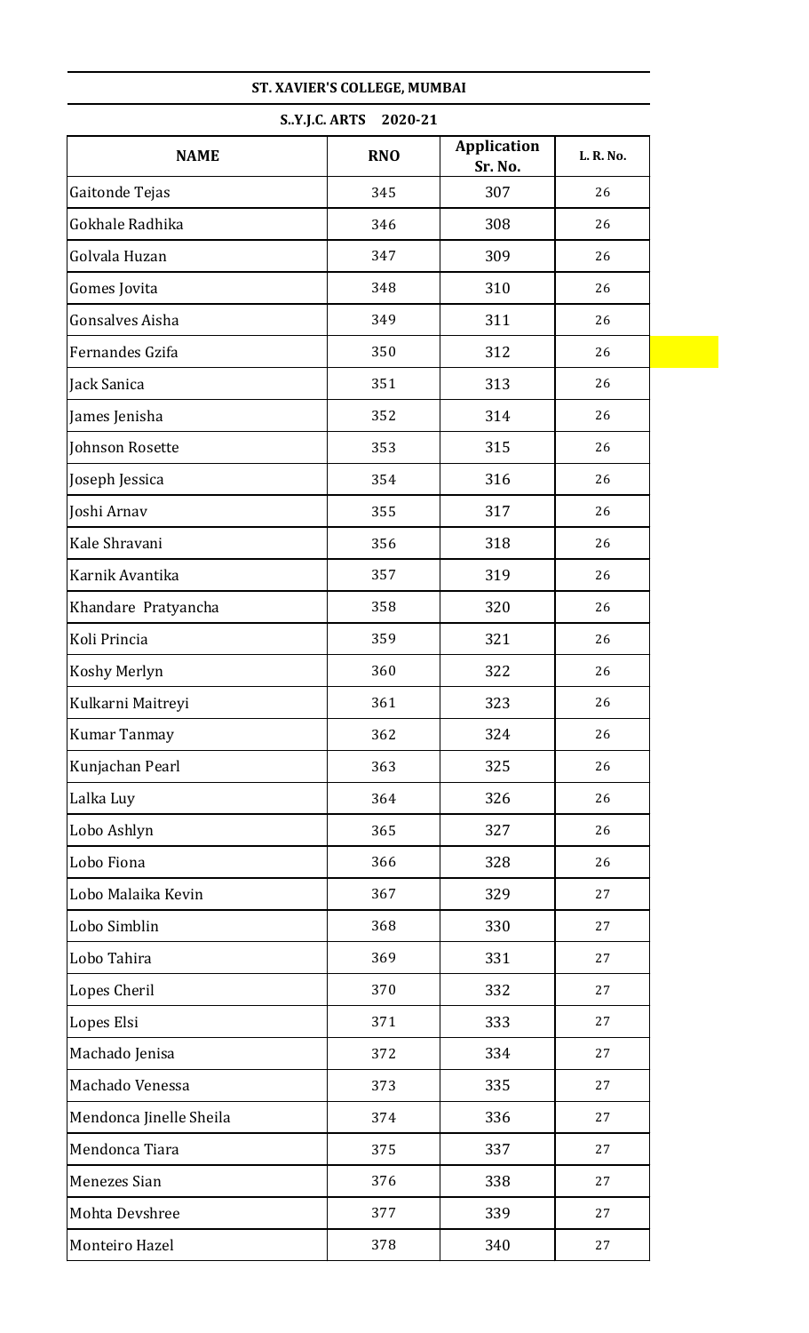**ST. XAVIER'S COLLEGE, MUMBAI**

**S..Y.J.C. ARTS 2020-21**

| NAME | RNO | Application Sr. No. | L. R. No. |
|---|---|---|---|
| Gaitonde Tejas | 345 | 307 | 26 |
| Gokhale Radhika | 346 | 308 | 26 |
| Golvala Huzan | 347 | 309 | 26 |
| Gomes Jovita | 348 | 310 | 26 |
| Gonsalves Aisha | 349 | 311 | 26 |
| Fernandes Gzifa | 350 | 312 | 26 |
| Jack Sanica | 351 | 313 | 26 |
| James Jenisha | 352 | 314 | 26 |
| Johnson Rosette | 353 | 315 | 26 |
| Joseph Jessica | 354 | 316 | 26 |
| Joshi Arnav | 355 | 317 | 26 |
| Kale Shravani | 356 | 318 | 26 |
| Karnik Avantika | 357 | 319 | 26 |
| Khandare Pratyancha | 358 | 320 | 26 |
| Koli Princia | 359 | 321 | 26 |
| Koshy Merlyn | 360 | 322 | 26 |
| Kulkarni Maitreyi | 361 | 323 | 26 |
| Kumar Tanmay | 362 | 324 | 26 |
| Kunjachan Pearl | 363 | 325 | 26 |
| Lalka Luy | 364 | 326 | 26 |
| Lobo Ashlyn | 365 | 327 | 26 |
| Lobo Fiona | 366 | 328 | 26 |
| Lobo Malaika Kevin | 367 | 329 | 27 |
| Lobo Simblin | 368 | 330 | 27 |
| Lobo Tahira | 369 | 331 | 27 |
| Lopes Cheril | 370 | 332 | 27 |
| Lopes Elsi | 371 | 333 | 27 |
| Machado Jenisa | 372 | 334 | 27 |
| Machado Venessa | 373 | 335 | 27 |
| Mendonca Jinelle Sheila | 374 | 336 | 27 |
| Mendonca Tiara | 375 | 337 | 27 |
| Menezes Sian | 376 | 338 | 27 |
| Mohta Devshree | 377 | 339 | 27 |
| Monteiro Hazel | 378 | 340 | 27 |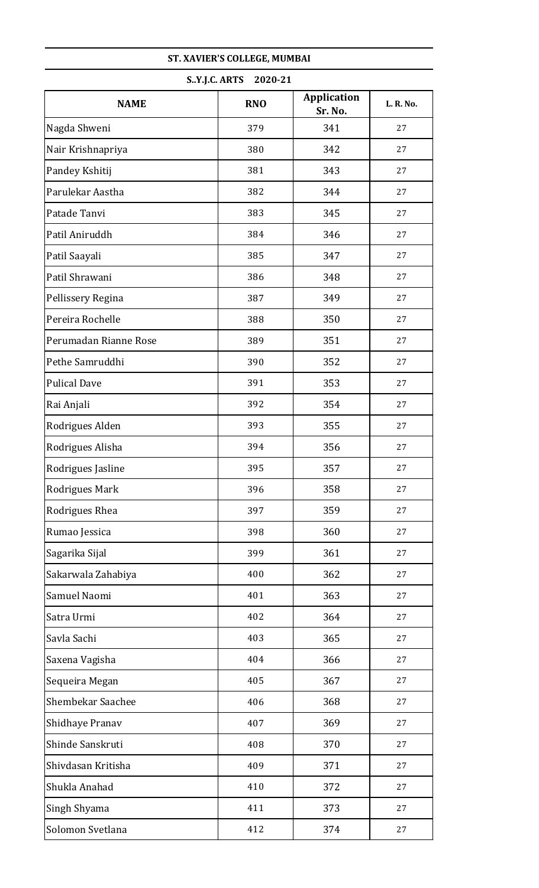**ST. XAVIER'S COLLEGE, MUMBAI**

**S..Y.J.C. ARTS 2020-21**

| NAME | RNO | Application Sr. No. | L. R. No. |
|---|---|---|---|
| Nagda Shweni | 379 | 341 | 27 |
| Nair Krishnapriya | 380 | 342 | 27 |
| Pandey Kshitij | 381 | 343 | 27 |
| Parulekar Aastha | 382 | 344 | 27 |
| Patade Tanvi | 383 | 345 | 27 |
| Patil Aniruddh | 384 | 346 | 27 |
| Patil Saayali | 385 | 347 | 27 |
| Patil Shrawani | 386 | 348 | 27 |
| Pellissery Regina | 387 | 349 | 27 |
| Pereira Rochelle | 388 | 350 | 27 |
| Perumadan Rianne Rose | 389 | 351 | 27 |
| Pethe Samruddhi | 390 | 352 | 27 |
| Pulical Dave | 391 | 353 | 27 |
| Rai Anjali | 392 | 354 | 27 |
| Rodrigues Alden | 393 | 355 | 27 |
| Rodrigues Alisha | 394 | 356 | 27 |
| Rodrigues Jasline | 395 | 357 | 27 |
| Rodrigues Mark | 396 | 358 | 27 |
| Rodrigues Rhea | 397 | 359 | 27 |
| Rumao Jessica | 398 | 360 | 27 |
| Sagarika Sijal | 399 | 361 | 27 |
| Sakarwala Zahabiya | 400 | 362 | 27 |
| Samuel Naomi | 401 | 363 | 27 |
| Satra Urmi | 402 | 364 | 27 |
| Savla Sachi | 403 | 365 | 27 |
| Saxena Vagisha | 404 | 366 | 27 |
| Sequeira Megan | 405 | 367 | 27 |
| Shembekar Saachee | 406 | 368 | 27 |
| Shidhaye Pranav | 407 | 369 | 27 |
| Shinde Sanskruti | 408 | 370 | 27 |
| Shivdasan Kritisha | 409 | 371 | 27 |
| Shukla Anahad | 410 | 372 | 27 |
| Singh Shyama | 411 | 373 | 27 |
| Solomon Svetlana | 412 | 374 | 27 |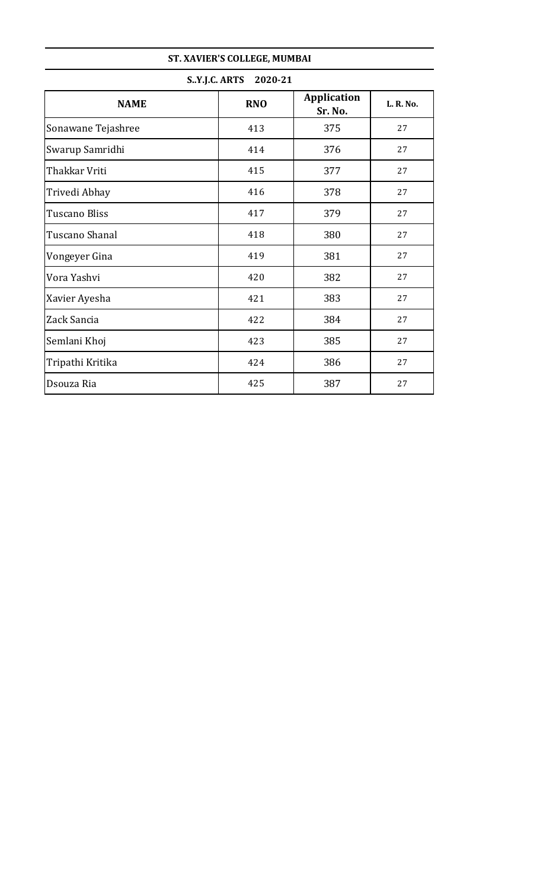**ST. XAVIER'S COLLEGE, MUMBAI**

**S..Y.J.C. ARTS 2020-21**

| NAME | RNO | Application Sr. No. | L. R. No. |
|---|---|---|---|
| Sonawane Tejashree | 413 | 375 | 27 |
| Swarup Samridhi | 414 | 376 | 27 |
| Thakkar Vriti | 415 | 377 | 27 |
| Trivedi Abhay | 416 | 378 | 27 |
| Tuscano Bliss | 417 | 379 | 27 |
| Tuscano Shanal | 418 | 380 | 27 |
| Vongeyer Gina | 419 | 381 | 27 |
| Vora Yashvi | 420 | 382 | 27 |
| Xavier Ayesha | 421 | 383 | 27 |
| Zack Sancia | 422 | 384 | 27 |
| Semlani Khoj | 423 | 385 | 27 |
| Tripathi Kritika | 424 | 386 | 27 |
| Dsouza Ria | 425 | 387 | 27 |